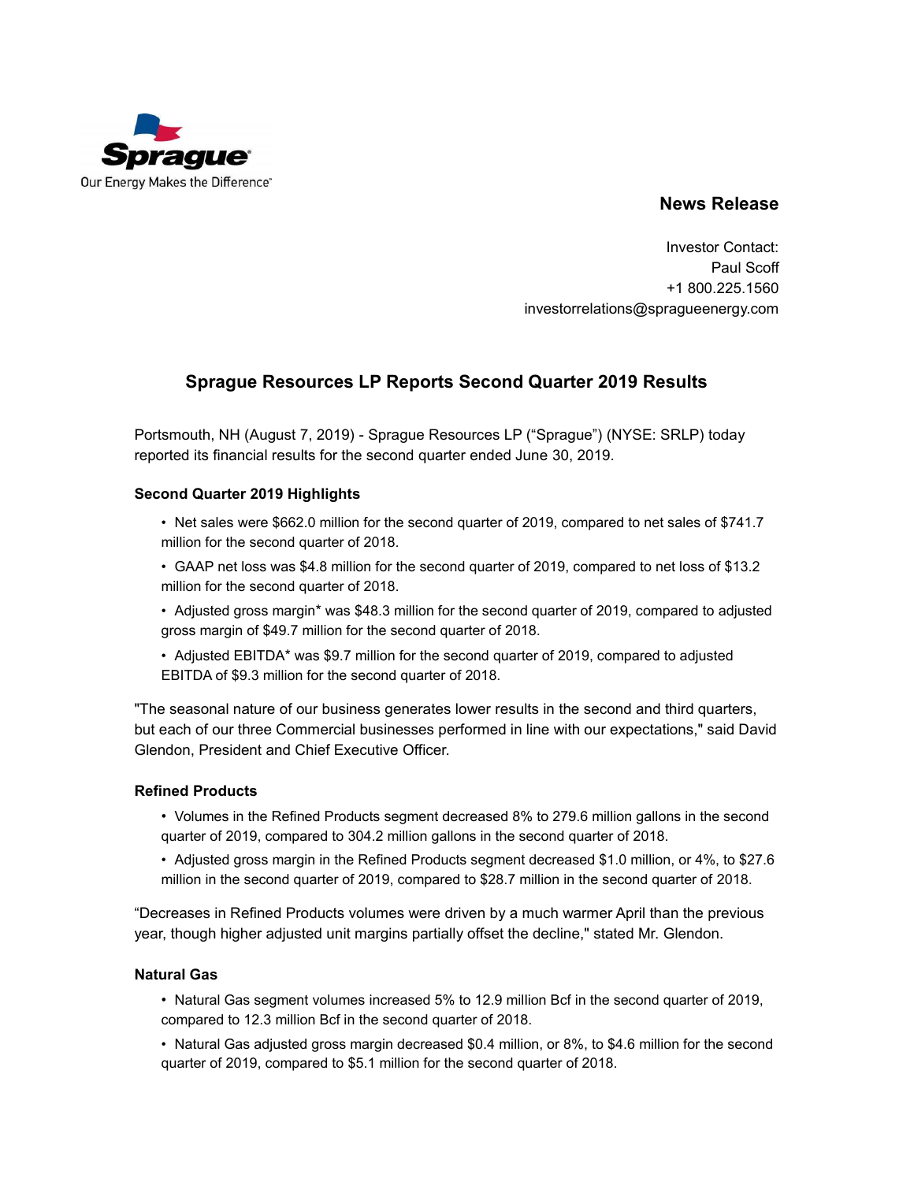Sprague
Our Energy Makes the Difference

**News Release**

Investor Contact:
Paul Scoff
+1 800.225.1560
investorrelations@spragueenergy.com

## Sprague Resources LP Reports Second Quarter 2019 Results

Portsmouth, NH (August 7, 2019) - Sprague Resources LP ("Sprague") (NYSE: SRLP) today reported its financial results for the second quarter ended June 30, 2019.

**Second Quarter 2019 Highlights**

- Net sales were $662.0 million for the second quarter of 2019, compared to net sales of $741.7 million for the second quarter of 2018.
- GAAP net loss was $4.8 million for the second quarter of 2019, compared to net loss of $13.2 million for the second quarter of 2018.
- Adjusted gross margin* was $48.3 million for the second quarter of 2019, compared to adjusted gross margin of $49.7 million for the second quarter of 2018.
- Adjusted EBITDA* was $9.7 million for the second quarter of 2019, compared to adjusted EBITDA of $9.3 million for the second quarter of 2018.

"The seasonal nature of our business generates lower results in the second and third quarters, but each of our three Commercial businesses performed in line with our expectations," said David Glendon, President and Chief Executive Officer.

**Refined Products**

- Volumes in the Refined Products segment decreased 8% to 279.6 million gallons in the second quarter of 2019, compared to 304.2 million gallons in the second quarter of 2018.
- Adjusted gross margin in the Refined Products segment decreased $1.0 million, or 4%, to $27.6 million in the second quarter of 2019, compared to $28.7 million in the second quarter of 2018.

"Decreases in Refined Products volumes were driven by a much warmer April than the previous year, though higher adjusted unit margins partially offset the decline," stated Mr. Glendon.

**Natural Gas**

- Natural Gas segment volumes increased 5% to 12.9 million Bcf in the second quarter of 2019, compared to 12.3 million Bcf in the second quarter of 2018.
- Natural Gas adjusted gross margin decreased $0.4 million, or 8%, to $4.6 million for the second quarter of 2019, compared to $5.1 million for the second quarter of 2018.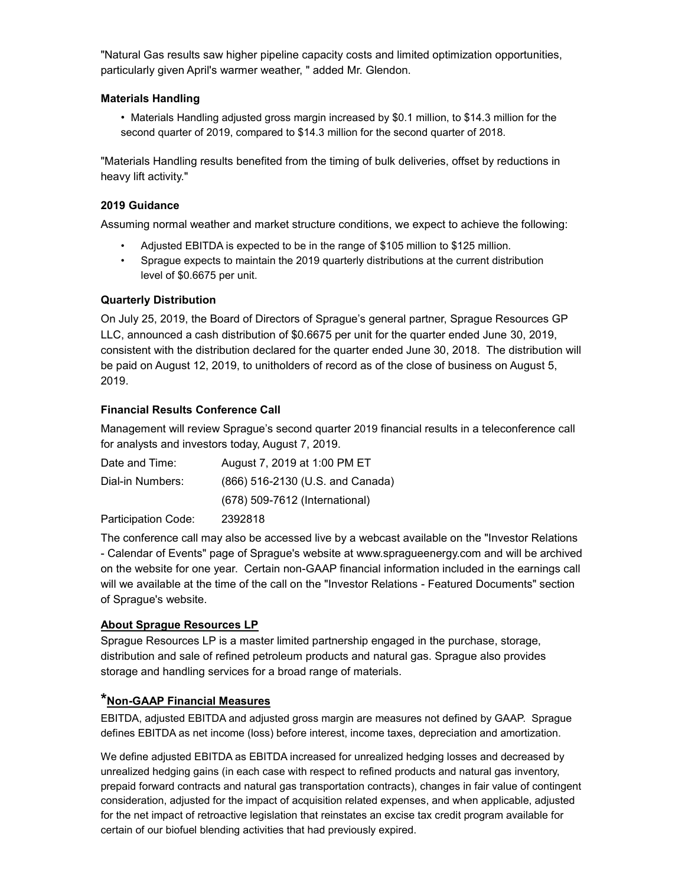"Natural Gas results saw higher pipeline capacity costs and limited optimization opportunities, particularly given April's warmer weather, " added Mr. Glendon.

### Materials Handling

- Materials Handling adjusted gross margin increased by $0.1 million, to $14.3 million for the second quarter of 2019, compared to $14.3 million for the second quarter of 2018.

"Materials Handling results benefited from the timing of bulk deliveries, offset by reductions in heavy lift activity."

### 2019 Guidance

Assuming normal weather and market structure conditions, we expect to achieve the following:

- Adjusted EBITDA is expected to be in the range of $105 million to $125 million.
- Sprague expects to maintain the 2019 quarterly distributions at the current distribution level of $0.6675 per unit.

### Quarterly Distribution

On July 25, 2019, the Board of Directors of Sprague's general partner, Sprague Resources GP LLC, announced a cash distribution of $0.6675 per unit for the quarter ended June 30, 2019, consistent with the distribution declared for the quarter ended June 30, 2018. The distribution will be paid on August 12, 2019, to unitholders of record as of the close of business on August 5, 2019.

### Financial Results Conference Call

Management will review Sprague's second quarter 2019 financial results in a teleconference call for analysts and investors today, August 7, 2019.

| | |
|---|---|
| Date and Time: | August 7, 2019 at 1:00 PM ET |
| Dial-in Numbers: | (866) 516-2130 (U.S. and Canada) |
| | (678) 509-7612 (International) |
| Participation Code: | 2392818 |

The conference call may also be accessed live by a webcast available on the "Investor Relations - Calendar of Events" page of Sprague's website at www.spragueenergy.com and will be archived on the website for one year. Certain non-GAAP financial information included in the earnings call will we available at the time of the call on the "Investor Relations - Featured Documents" section of Sprague's website.

### About Sprague Resources LP

Sprague Resources LP is a master limited partnership engaged in the purchase, storage, distribution and sale of refined petroleum products and natural gas. Sprague also provides storage and handling services for a broad range of materials.

### *Non-GAAP Financial Measures

EBITDA, adjusted EBITDA and adjusted gross margin are measures not defined by GAAP. Sprague defines EBITDA as net income (loss) before interest, income taxes, depreciation and amortization.

We define adjusted EBITDA as EBITDA increased for unrealized hedging losses and decreased by unrealized hedging gains (in each case with respect to refined products and natural gas inventory, prepaid forward contracts and natural gas transportation contracts), changes in fair value of contingent consideration, adjusted for the impact of acquisition related expenses, and when applicable, adjusted for the net impact of retroactive legislation that reinstates an excise tax credit program available for certain of our biofuel blending activities that had previously expired.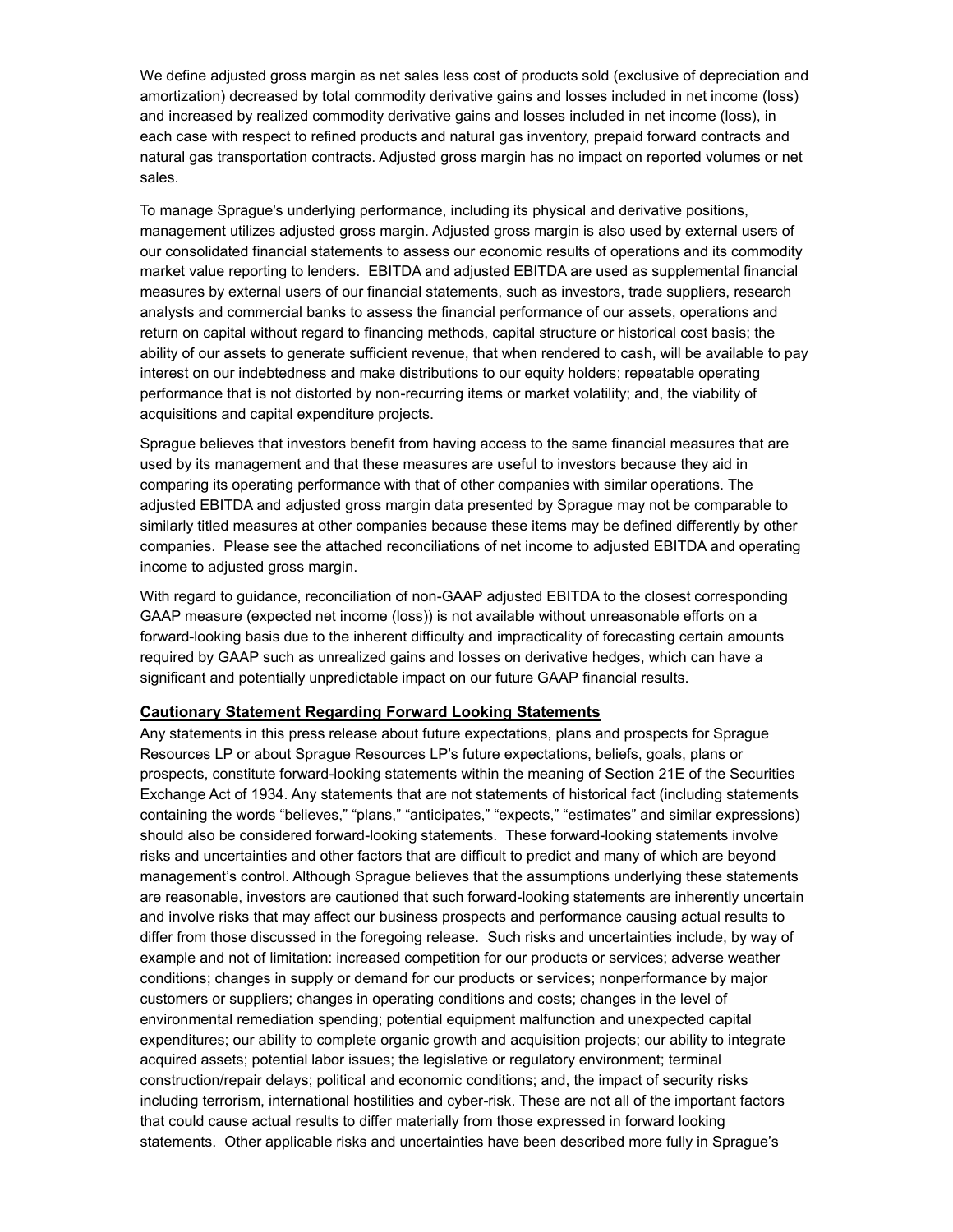We define adjusted gross margin as net sales less cost of products sold (exclusive of depreciation and amortization) decreased by total commodity derivative gains and losses included in net income (loss) and increased by realized commodity derivative gains and losses included in net income (loss), in each case with respect to refined products and natural gas inventory, prepaid forward contracts and natural gas transportation contracts. Adjusted gross margin has no impact on reported volumes or net sales.

To manage Sprague's underlying performance, including its physical and derivative positions, management utilizes adjusted gross margin. Adjusted gross margin is also used by external users of our consolidated financial statements to assess our economic results of operations and its commodity market value reporting to lenders. EBITDA and adjusted EBITDA are used as supplemental financial measures by external users of our financial statements, such as investors, trade suppliers, research analysts and commercial banks to assess the financial performance of our assets, operations and return on capital without regard to financing methods, capital structure or historical cost basis; the ability of our assets to generate sufficient revenue, that when rendered to cash, will be available to pay interest on our indebtedness and make distributions to our equity holders; repeatable operating performance that is not distorted by non-recurring items or market volatility; and, the viability of acquisitions and capital expenditure projects.

Sprague believes that investors benefit from having access to the same financial measures that are used by its management and that these measures are useful to investors because they aid in comparing its operating performance with that of other companies with similar operations. The adjusted EBITDA and adjusted gross margin data presented by Sprague may not be comparable to similarly titled measures at other companies because these items may be defined differently by other companies. Please see the attached reconciliations of net income to adjusted EBITDA and operating income to adjusted gross margin.

With regard to guidance, reconciliation of non-GAAP adjusted EBITDA to the closest corresponding GAAP measure (expected net income (loss)) is not available without unreasonable efforts on a forward-looking basis due to the inherent difficulty and impracticality of forecasting certain amounts required by GAAP such as unrealized gains and losses on derivative hedges, which can have a significant and potentially unpredictable impact on our future GAAP financial results.

**Cautionary Statement Regarding Forward Looking Statements**

Any statements in this press release about future expectations, plans and prospects for Sprague Resources LP or about Sprague Resources LP's future expectations, beliefs, goals, plans or prospects, constitute forward-looking statements within the meaning of Section 21E of the Securities Exchange Act of 1934. Any statements that are not statements of historical fact (including statements containing the words "believes," "plans," "anticipates," "expects," "estimates" and similar expressions) should also be considered forward-looking statements. These forward-looking statements involve risks and uncertainties and other factors that are difficult to predict and many of which are beyond management's control. Although Sprague believes that the assumptions underlying these statements are reasonable, investors are cautioned that such forward-looking statements are inherently uncertain and involve risks that may affect our business prospects and performance causing actual results to differ from those discussed in the foregoing release. Such risks and uncertainties include, by way of example and not of limitation: increased competition for our products or services; adverse weather conditions; changes in supply or demand for our products or services; nonperformance by major customers or suppliers; changes in operating conditions and costs; changes in the level of environmental remediation spending; potential equipment malfunction and unexpected capital expenditures; our ability to complete organic growth and acquisition projects; our ability to integrate acquired assets; potential labor issues; the legislative or regulatory environment; terminal construction/repair delays; political and economic conditions; and, the impact of security risks including terrorism, international hostilities and cyber-risk. These are not all of the important factors that could cause actual results to differ materially from those expressed in forward looking statements. Other applicable risks and uncertainties have been described more fully in Sprague's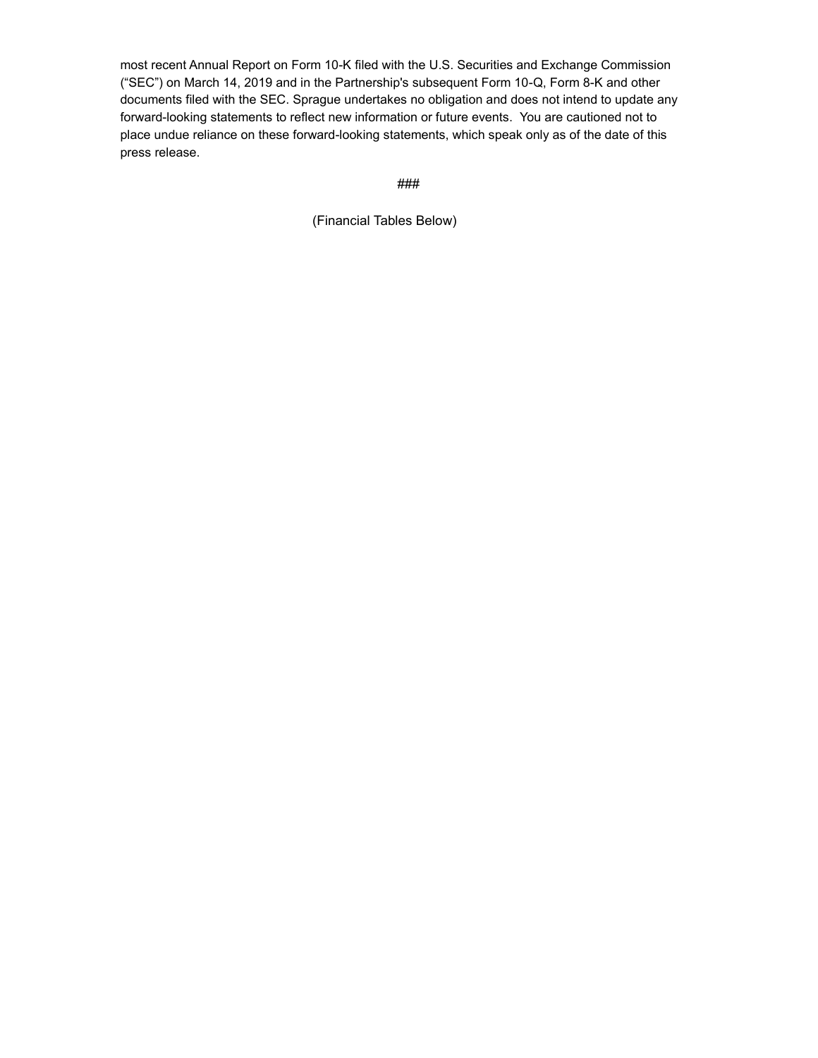most recent Annual Report on Form 10-K filed with the U.S. Securities and Exchange Commission ("SEC") on March 14, 2019 and in the Partnership's subsequent Form 10-Q, Form 8-K and other documents filed with the SEC. Sprague undertakes no obligation and does not intend to update any forward-looking statements to reflect new information or future events. You are cautioned not to place undue reliance on these forward-looking statements, which speak only as of the date of this press release.

###

(Financial Tables Below)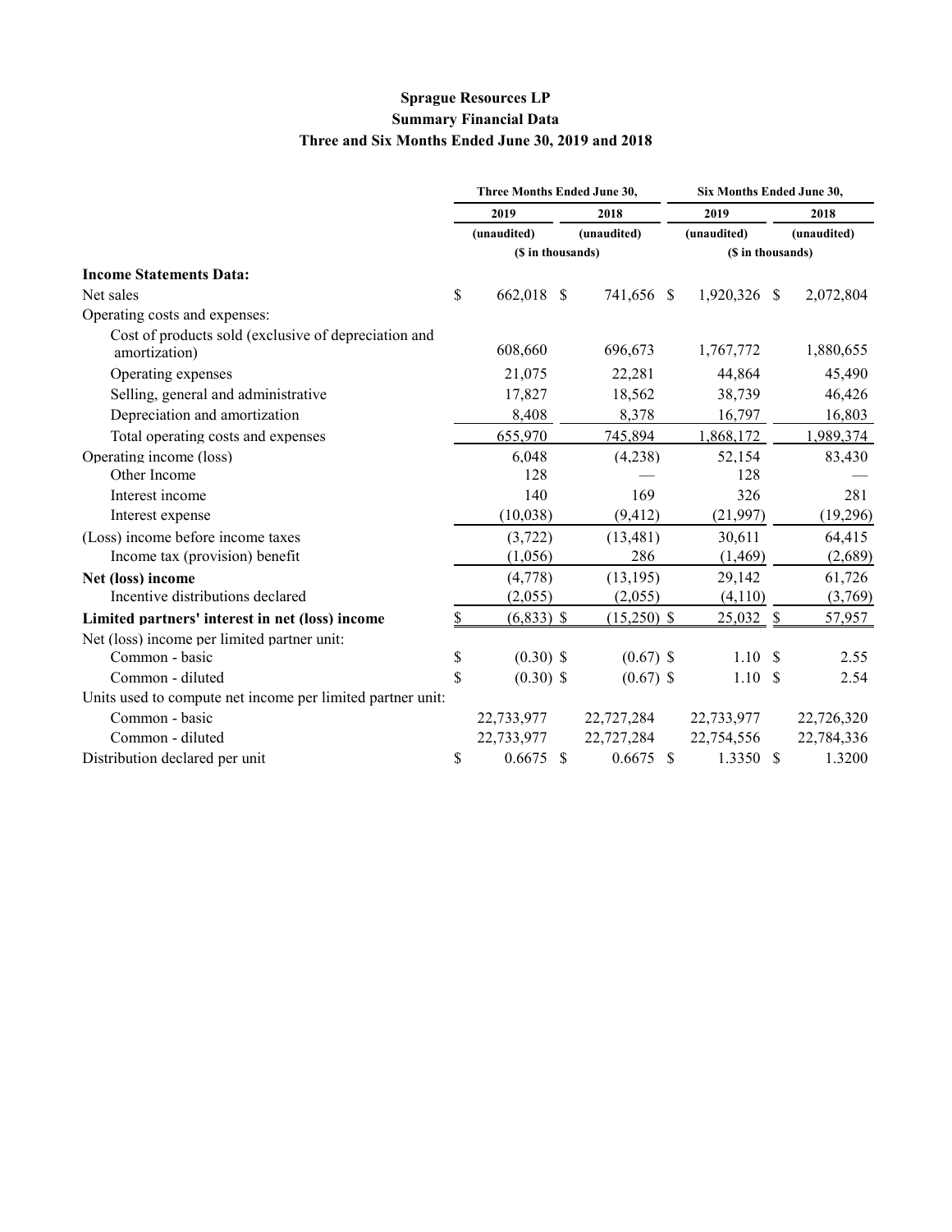**Sprague Resources LP**
**Summary Financial Data**
**Three and Six Months Ended June 30, 2019 and 2018**

| | Three Months Ended June 30, | | Six Months Ended June 30, | |
|---|---|---|---|---|
| | 2019 | 2018 | 2019 | 2018 |
| | (unaudited) | (unaudited) | (unaudited) | (unaudited) |
| | ($ in thousands) | | ($ in thousands) | |
| **Income Statements Data:** | | | | |
| Net sales | $ 662,018 | $ 741,656 | $ 1,920,326 | $ 2,072,804 |
| Operating costs and expenses: | | | | |
| Cost of products sold (exclusive of depreciation and amortization) | 608,660 | 696,673 | 1,767,772 | 1,880,655 |
| Operating expenses | 21,075 | 22,281 | 44,864 | 45,490 |
| Selling, general and administrative | 17,827 | 18,562 | 38,739 | 46,426 |
| Depreciation and amortization | 8,408 | 8,378 | 16,797 | 16,803 |
| Total operating costs and expenses | 655,970 | 745,894 | 1,868,172 | 1,989,374 |
| Operating income (loss) | 6,048 | (4,238) | 52,154 | 83,430 |
| Other Income | 128 | — | 128 | — |
| Interest income | 140 | 169 | 326 | 281 |
| Interest expense | (10,038) | (9,412) | (21,997) | (19,296) |
| (Loss) income before income taxes | (3,722) | (13,481) | 30,611 | 64,415 |
| Income tax (provision) benefit | (1,056) | 286 | (1,469) | (2,689) |
| **Net (loss) income** | (4,778) | (13,195) | 29,142 | 61,726 |
| Incentive distributions declared | (2,055) | (2,055) | (4,110) | (3,769) |
| **Limited partners' interest in net (loss) income** | $ (6,833) | $ (15,250) | $ 25,032 | $ 57,957 |
| Net (loss) income per limited partner unit: | | | | |
| Common - basic | $ (0.30) | $ (0.67) | $ 1.10 | $ 2.55 |
| Common - diluted | $ (0.30) | $ (0.67) | $ 1.10 | $ 2.54 |
| Units used to compute net income per limited partner unit: | | | | |
| Common - basic | 22,733,977 | 22,727,284 | 22,733,977 | 22,726,320 |
| Common - diluted | 22,733,977 | 22,727,284 | 22,754,556 | 22,784,336 |
| Distribution declared per unit | $ 0.6675 | $ 0.6675 | $ 1.3350 | $ 1.3200 |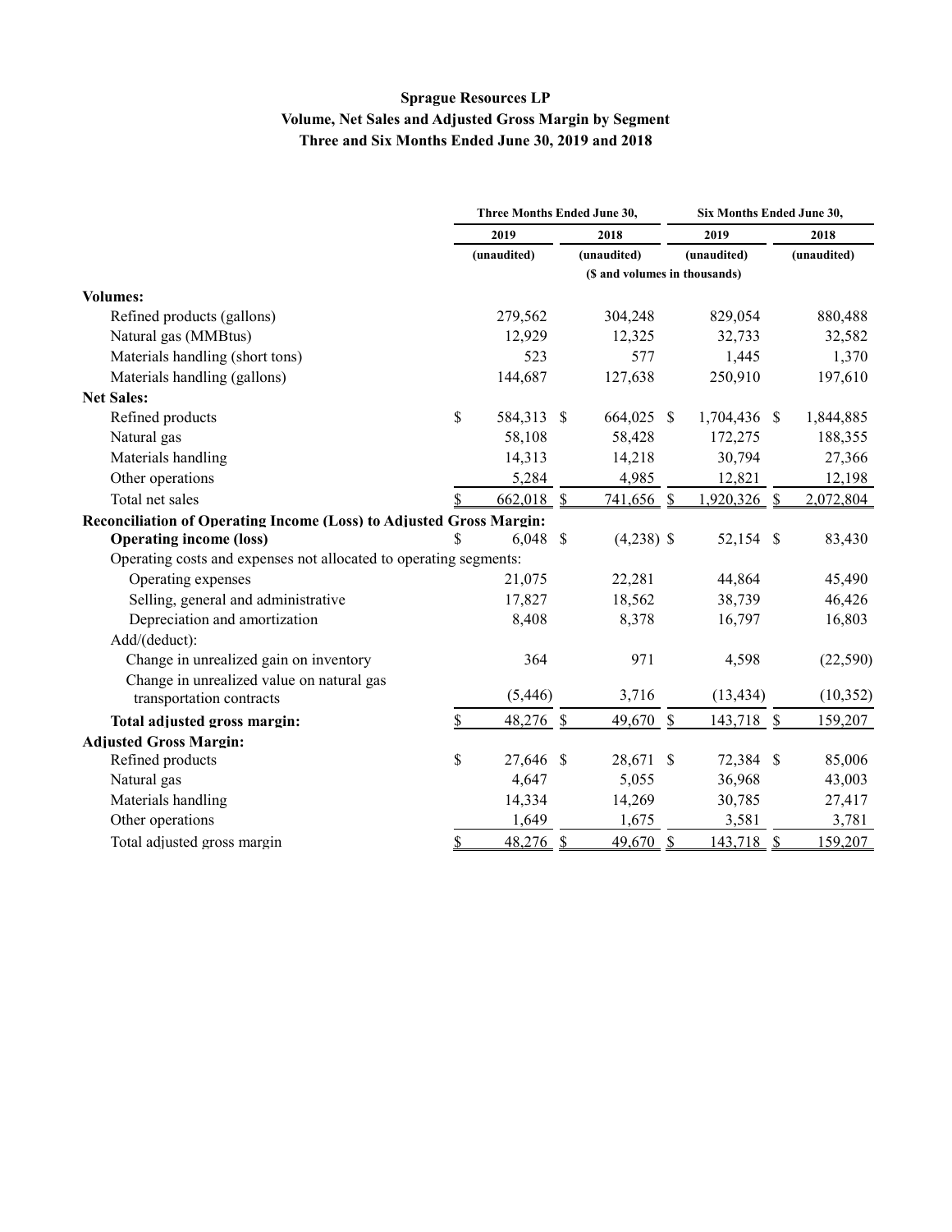**Sprague Resources LP**
**Volume, Net Sales and Adjusted Gross Margin by Segment**
**Three and Six Months Ended June 30, 2019 and 2018**

| | Three Months Ended June 30, | | Six Months Ended June 30, | |
|---|---|---|---|---|
| | 2019 | 2018 | 2019 | 2018 |
| | (unaudited) | (unaudited) | (unaudited) | (unaudited) |
| | ($ and volumes in thousands) | | | |
| **Volumes:** | | | | |
| Refined products (gallons) | 279,562 | 304,248 | 829,054 | 880,488 |
| Natural gas (MMBtus) | 12,929 | 12,325 | 32,733 | 32,582 |
| Materials handling (short tons) | 523 | 577 | 1,445 | 1,370 |
| Materials handling (gallons) | 144,687 | 127,638 | 250,910 | 197,610 |
| **Net Sales:** | | | | |
| Refined products | $ 584,313 | $ 664,025 | $ 1,704,436 | $ 1,844,885 |
| Natural gas | 58,108 | 58,428 | 172,275 | 188,355 |
| Materials handling | 14,313 | 14,218 | 30,794 | 27,366 |
| Other operations | 5,284 | 4,985 | 12,821 | 12,198 |
| Total net sales | $ 662,018 | $ 741,656 | $ 1,920,326 | $ 2,072,804 |
| **Reconciliation of Operating Income (Loss) to Adjusted Gross Margin:** | | | | |
| **Operating income (loss)** | $ 6,048 | $ (4,238) | $ 52,154 | $ 83,430 |
| Operating costs and expenses not allocated to operating segments: | | | | |
| Operating expenses | 21,075 | 22,281 | 44,864 | 45,490 |
| Selling, general and administrative | 17,827 | 18,562 | 38,739 | 46,426 |
| Depreciation and amortization | 8,408 | 8,378 | 16,797 | 16,803 |
| Add/(deduct): | | | | |
| Change in unrealized gain on inventory | 364 | 971 | 4,598 | (22,590) |
| Change in unrealized value on natural gas transportation contracts | (5,446) | 3,716 | (13,434) | (10,352) |
| **Total adjusted gross margin:** | $ 48,276 | $ 49,670 | $ 143,718 | $ 159,207 |
| **Adjusted Gross Margin:** | | | | |
| Refined products | $ 27,646 | $ 28,671 | $ 72,384 | $ 85,006 |
| Natural gas | 4,647 | 5,055 | 36,968 | 43,003 |
| Materials handling | 14,334 | 14,269 | 30,785 | 27,417 |
| Other operations | 1,649 | 1,675 | 3,581 | 3,781 |
| Total adjusted gross margin | $ 48,276 | $ 49,670 | $ 143,718 | $ 159,207 |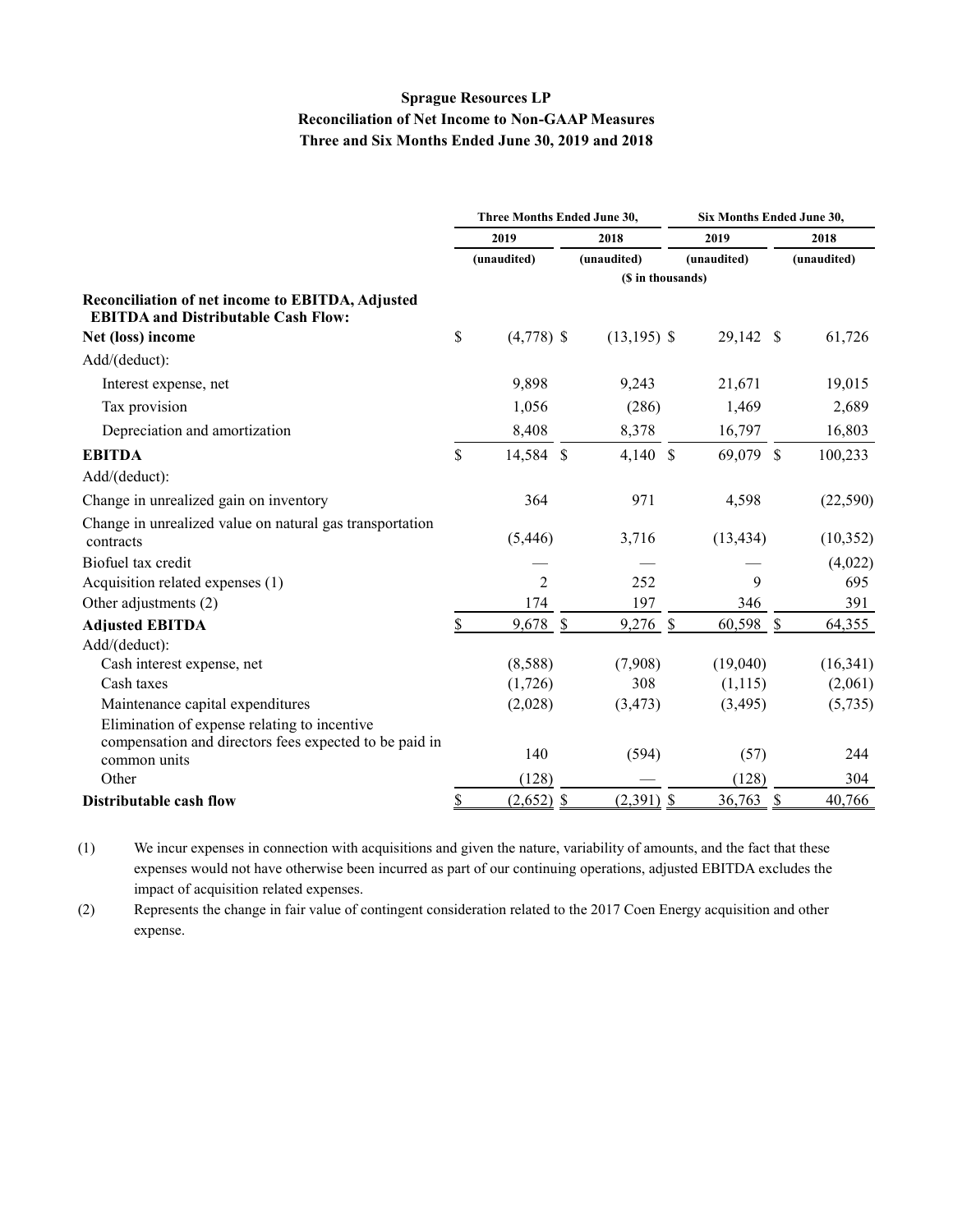**Sprague Resources LP**
**Reconciliation of Net Income to Non-GAAP Measures**
**Three and Six Months Ended June 30, 2019 and 2018**

| | Three Months Ended June 30, | | Six Months Ended June 30, | |
|---|---|---|---|---|
| | 2019 | 2018 | 2019 | 2018 |
| | (unaudited) | (unaudited) | (unaudited) | (unaudited) |
| | ($ in thousands) | | | |
| **Reconciliation of net income to EBITDA, Adjusted EBITDA and Distributable Cash Flow:** | | | | |
| **Net (loss) income** | $ (4,778) | $ (13,195) | $ 29,142 | $ 61,726 |
| Add/(deduct): | | | | |
| Interest expense, net | 9,898 | 9,243 | 21,671 | 19,015 |
| Tax provision | 1,056 | (286) | 1,469 | 2,689 |
| Depreciation and amortization | 8,408 | 8,378 | 16,797 | 16,803 |
| **EBITDA** | $ 14,584 | $ 4,140 | $ 69,079 | $ 100,233 |
| Add/(deduct): | | | | |
| Change in unrealized gain on inventory | 364 | 971 | 4,598 | (22,590) |
| Change in unrealized value on natural gas transportation contracts | (5,446) | 3,716 | (13,434) | (10,352) |
| Biofuel tax credit | — | — | — | (4,022) |
| Acquisition related expenses (1) | 2 | 252 | 9 | 695 |
| Other adjustments (2) | 174 | 197 | 346 | 391 |
| **Adjusted EBITDA** | $ 9,678 | $ 9,276 | $ 60,598 | $ 64,355 |
| Add/(deduct): | | | | |
| Cash interest expense, net | (8,588) | (7,908) | (19,040) | (16,341) |
| Cash taxes | (1,726) | 308 | (1,115) | (2,061) |
| Maintenance capital expenditures | (2,028) | (3,473) | (3,495) | (5,735) |
| Elimination of expense relating to incentive compensation and directors fees expected to be paid in common units | 140 | (594) | (57) | 244 |
| Other | (128) | — | (128) | 304 |
| **Distributable cash flow** | $ (2,652) | $ (2,391) | $ 36,763 | $ 40,766 |

(1) We incur expenses in connection with acquisitions and given the nature, variability of amounts, and the fact that these expenses would not have otherwise been incurred as part of our continuing operations, adjusted EBITDA excludes the impact of acquisition related expenses.

(2) Represents the change in fair value of contingent consideration related to the 2017 Coen Energy acquisition and other expense.